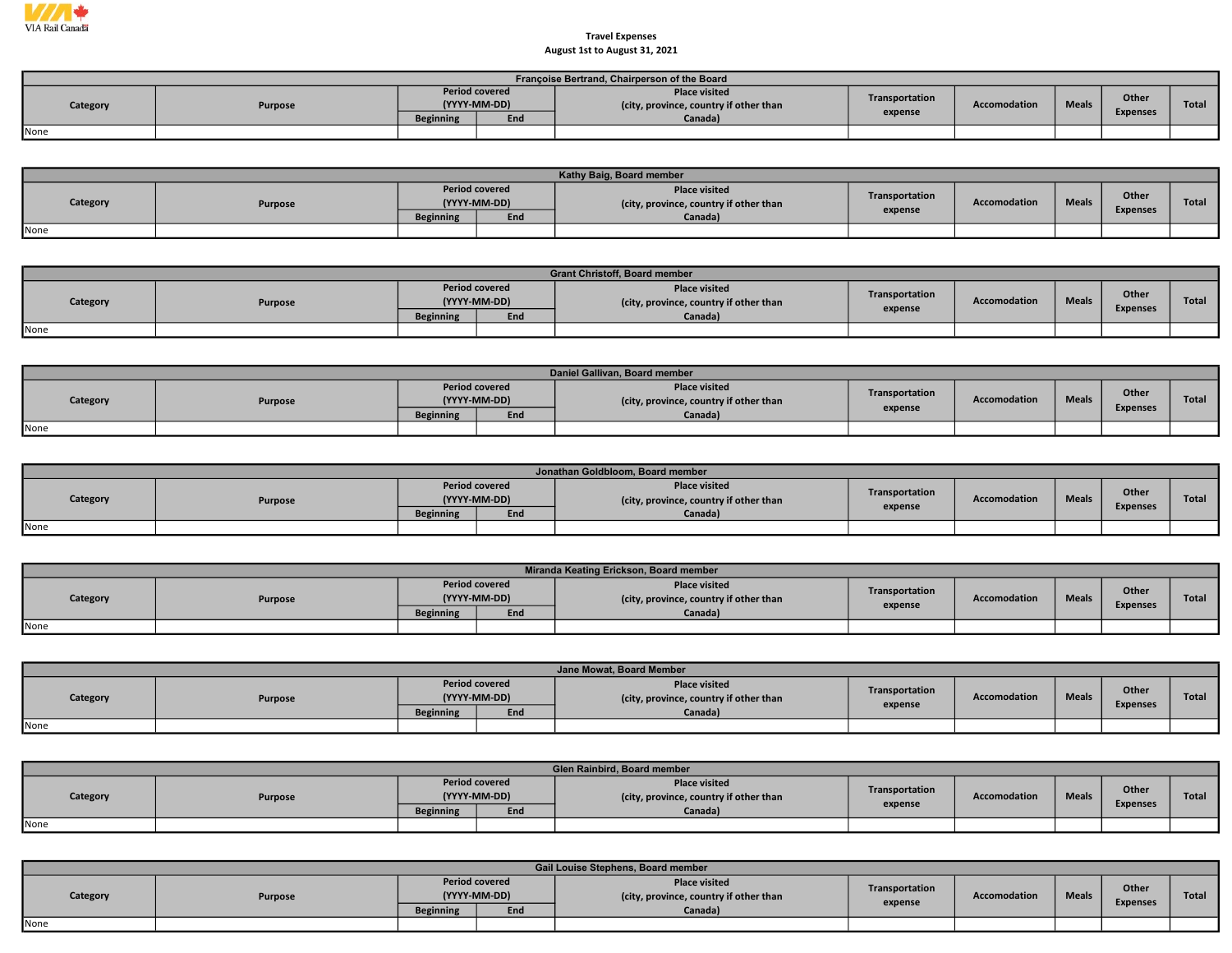VIA Rail Canada

**Travel Expenses**
**August 1st to August 31, 2021**

**Françoise Bertrand, Chairperson of the Board**

| Category | Purpose | Period covered (YYYY-MM-DD) | | Place visited (city, province, country if other than Canada) | Transportation expense | Accomodation | Meals | Other Expenses | Total |
|---|---|---|---|---|---|---|---|---|---|
| | | Beginning | End | | | | | | |
| None | | | | | | | | | |

**Kathy Baig, Board member**

| Category | Purpose | Period covered (YYYY-MM-DD) | | Place visited (city, province, country if other than Canada) | Transportation expense | Accomodation | Meals | Other Expenses | Total |
|---|---|---|---|---|---|---|---|---|---|
| | | Beginning | End | | | | | | |
| None | | | | | | | | | |

**Grant Christoff, Board member**

| Category | Purpose | Period covered (YYYY-MM-DD) | | Place visited (city, province, country if other than Canada) | Transportation expense | Accomodation | Meals | Other Expenses | Total |
|---|---|---|---|---|---|---|---|---|---|
| | | Beginning | End | | | | | | |
| None | | | | | | | | | |

**Daniel Gallivan, Board member**

| Category | Purpose | Period covered (YYYY-MM-DD) | | Place visited (city, province, country if other than Canada) | Transportation expense | Accomodation | Meals | Other Expenses | Total |
|---|---|---|---|---|---|---|---|---|---|
| | | Beginning | End | | | | | | |
| None | | | | | | | | | |

**Jonathan Goldbloom, Board member**

| Category | Purpose | Period covered (YYYY-MM-DD) | | Place visited (city, province, country if other than Canada) | Transportation expense | Accomodation | Meals | Other Expenses | Total |
|---|---|---|---|---|---|---|---|---|---|
| | | Beginning | End | | | | | | |
| None | | | | | | | | | |

**Miranda Keating Erickson, Board member**

| Category | Purpose | Period covered (YYYY-MM-DD) | | Place visited (city, province, country if other than Canada) | Transportation expense | Accomodation | Meals | Other Expenses | Total |
|---|---|---|---|---|---|---|---|---|---|
| | | Beginning | End | | | | | | |
| None | | | | | | | | | |

**Jane Mowat, Board Member**

| Category | Purpose | Period covered (YYYY-MM-DD) | | Place visited (city, province, country if other than Canada) | Transportation expense | Accomodation | Meals | Other Expenses | Total |
|---|---|---|---|---|---|---|---|---|---|
| | | Beginning | End | | | | | | |
| None | | | | | | | | | |

**Glen Rainbird, Board member**

| Category | Purpose | Period covered (YYYY-MM-DD) | | Place visited (city, province, country if other than Canada) | Transportation expense | Accomodation | Meals | Other Expenses | Total |
|---|---|---|---|---|---|---|---|---|---|
| | | Beginning | End | | | | | | |
| None | | | | | | | | | |

**Gail Louise Stephens, Board member**

| Category | Purpose | Period covered (YYYY-MM-DD) | | Place visited (city, province, country if other than Canada) | Transportation expense | Accomodation | Meals | Other Expenses | Total |
|---|---|---|---|---|---|---|---|---|---|
| | | Beginning | End | | | | | | |
| None | | | | | | | | | |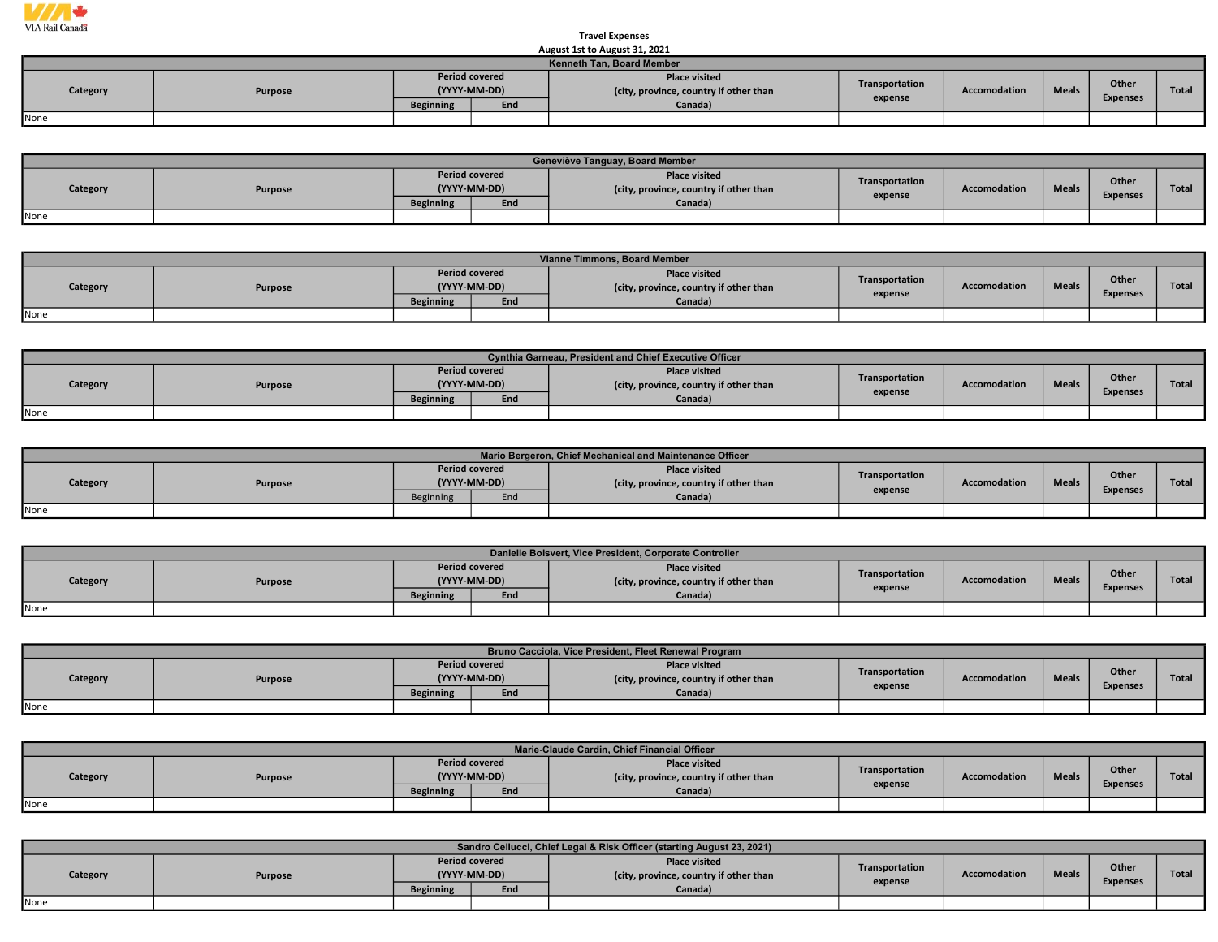VIA Rail Canada

Travel Expenses

August 1st to August 31, 2021

| Kenneth Tan, Board Member | | | | | | | | | |
|---|---|---|---|---|---|---|---|---|---|
| Category | Purpose | Period covered (YYYY-MM-DD) | | Place visited (city, province, country if other than Canada) | Transportation expense | Accomodation | Meals | Other Expenses | Total |
| | | Beginning | End | | | | | | |
| None | | | | | | | | | |

| Geneviève Tanguay, Board Member | | | | | | | | | |
|---|---|---|---|---|---|---|---|---|---|
| Category | Purpose | Period covered (YYYY-MM-DD) | | Place visited (city, province, country if other than Canada) | Transportation expense | Accomodation | Meals | Other Expenses | Total |
| | | Beginning | End | | | | | | |
| None | | | | | | | | | |

| Vianne Timmons, Board Member | | | | | | | | | |
|---|---|---|---|---|---|---|---|---|---|
| Category | Purpose | Period covered (YYYY-MM-DD) | | Place visited (city, province, country if other than Canada) | Transportation expense | Accomodation | Meals | Other Expenses | Total |
| | | Beginning | End | | | | | | |
| None | | | | | | | | | |

| Cynthia Garneau, President and Chief Executive Officer | | | | | | | | | |
|---|---|---|---|---|---|---|---|---|---|
| Category | Purpose | Period covered (YYYY-MM-DD) | | Place visited (city, province, country if other than Canada) | Transportation expense | Accomodation | Meals | Other Expenses | Total |
| | | Beginning | End | | | | | | |
| None | | | | | | | | | |

| Mario Bergeron, Chief Mechanical and Maintenance Officer | | | | | | | | | |
|---|---|---|---|---|---|---|---|---|---|
| Category | Purpose | Period covered (YYYY-MM-DD) | | Place visited (city, province, country if other than Canada) | Transportation expense | Accomodation | Meals | Other Expenses | Total |
| | | Beginning | End | | | | | | |
| None | | | | | | | | | |

| Danielle Boisvert, Vice President, Corporate Controller | | | | | | | | | |
|---|---|---|---|---|---|---|---|---|---|
| Category | Purpose | Period covered (YYYY-MM-DD) | | Place visited (city, province, country if other than Canada) | Transportation expense | Accomodation | Meals | Other Expenses | Total |
| | | Beginning | End | | | | | | |
| None | | | | | | | | | |

| Bruno Cacciola, Vice President, Fleet Renewal Program | | | | | | | | | |
|---|---|---|---|---|---|---|---|---|---|
| Category | Purpose | Period covered (YYYY-MM-DD) | | Place visited (city, province, country if other than Canada) | Transportation expense | Accomodation | Meals | Other Expenses | Total |
| | | Beginning | End | | | | | | |
| None | | | | | | | | | |

| Marie-Claude Cardin, Chief Financial Officer | | | | | | | | | |
|---|---|---|---|---|---|---|---|---|---|
| Category | Purpose | Period covered (YYYY-MM-DD) | | Place visited (city, province, country if other than Canada) | Transportation expense | Accomodation | Meals | Other Expenses | Total |
| | | Beginning | End | | | | | | |
| None | | | | | | | | | |

| Sandro Cellucci, Chief Legal & Risk Officer (starting August 23, 2021) | | | | | | | | | |
|---|---|---|---|---|---|---|---|---|---|
| Category | Purpose | Period covered (YYYY-MM-DD) | | Place visited (city, province, country if other than Canada) | Transportation expense | Accomodation | Meals | Other Expenses | Total |
| | | Beginning | End | | | | | | |
| None | | | | | | | | | |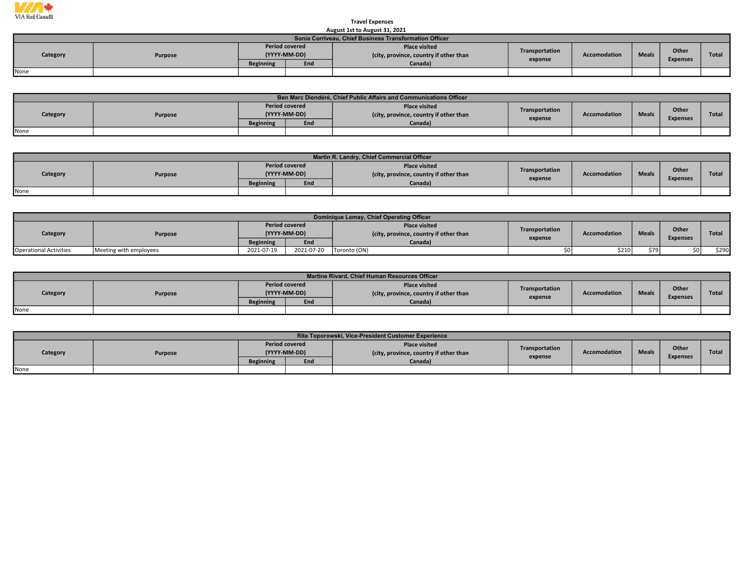VIA Rail Canada

**Travel Expenses**
**August 1st to August 31, 2021**

**Sonia Corriveau, Chief Business Transformation Officer**

| Category | Purpose | Period covered (YYYY-MM-DD) | | Place visited (city, province, country if other than Canada) | Transportation expense | Accomodation | Meals | Other Expenses | Total |
|---|---|---|---|---|---|---|---|---|---|
| | | Beginning | End | | | | | | |
| None | | | | | | | | | |

**Ben Marc Diendéré, Chief Public Affairs and Communications Officer**

| Category | Purpose | Period covered (YYYY-MM-DD) | | Place visited (city, province, country if other than Canada) | Transportation expense | Accomodation | Meals | Other Expenses | Total |
|---|---|---|---|---|---|---|---|---|---|
| | | Beginning | End | | | | | | |
| None | | | | | | | | | |

**Martin R. Landry, Chief Commercial Officer**

| Category | Purpose | Period covered (YYYY-MM-DD) | | Place visited (city, province, country if other than Canada) | Transportation expense | Accomodation | Meals | Other Expenses | Total |
|---|---|---|---|---|---|---|---|---|---|
| | | Beginning | End | | | | | | |
| None | | | | | | | | | |

**Dominique Lemay, Chief Operating Officer**

| Category | Purpose | Period covered (YYYY-MM-DD) | | Place visited (city, province, country if other than Canada) | Transportation expense | Accomodation | Meals | Other Expenses | Total |
|---|---|---|---|---|---|---|---|---|---|
| | | Beginning | End | | | | | | |
| Operational Activities | Meeting with employees | 2021-07-19 | 2021-07-20 | Toronto (ON) | $0 | $210 | $79 | $0 | $290 |

**Martine Rivard, Chief Human Resources Officer**

| Category | Purpose | Period covered (YYYY-MM-DD) | | Place visited (city, province, country if other than Canada) | Transportation expense | Accomodation | Meals | Other Expenses | Total |
|---|---|---|---|---|---|---|---|---|---|
| | | Beginning | End | | | | | | |
| None | | | | | | | | | |

**Rita Toporowski, Vice-President Customer Experience**

| Category | Purpose | Period covered (YYYY-MM-DD) | | Place visited (city, province, country if other than Canada) | Transportation expense | Accomodation | Meals | Other Expenses | Total |
|---|---|---|---|---|---|---|---|---|---|
| | | Beginning | End | | | | | | |
| None | | | | | | | | | |